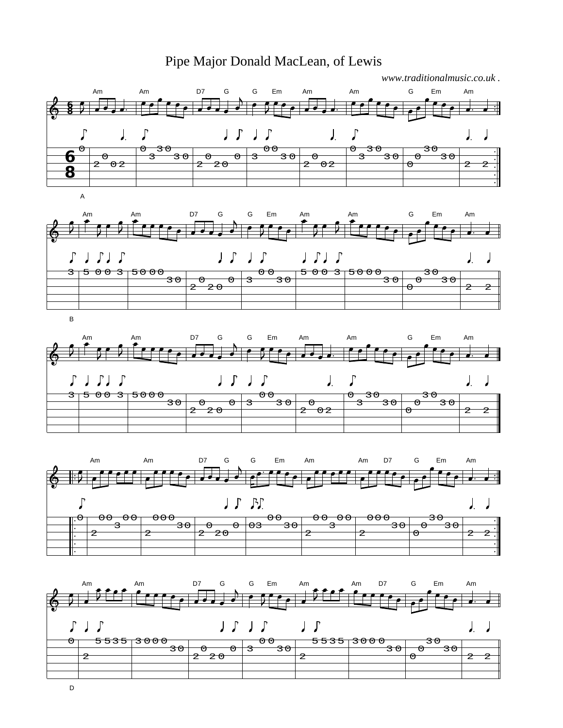# Pipe Major Donald MacLean, of Lewis

*www.traditionalmusic.co.uk .*

A

B

D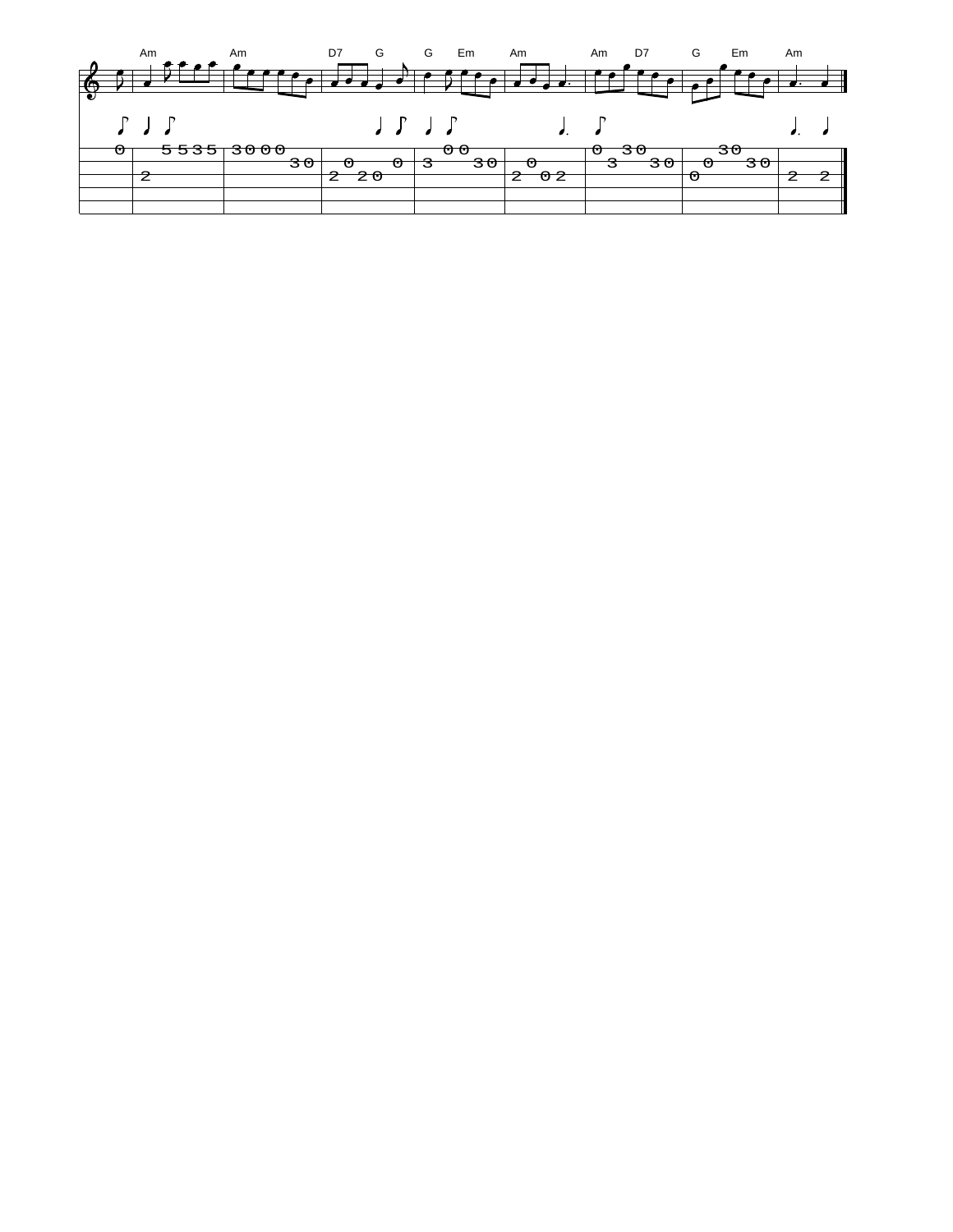Am Am D7 G G Em Am Am D7 G Em Am